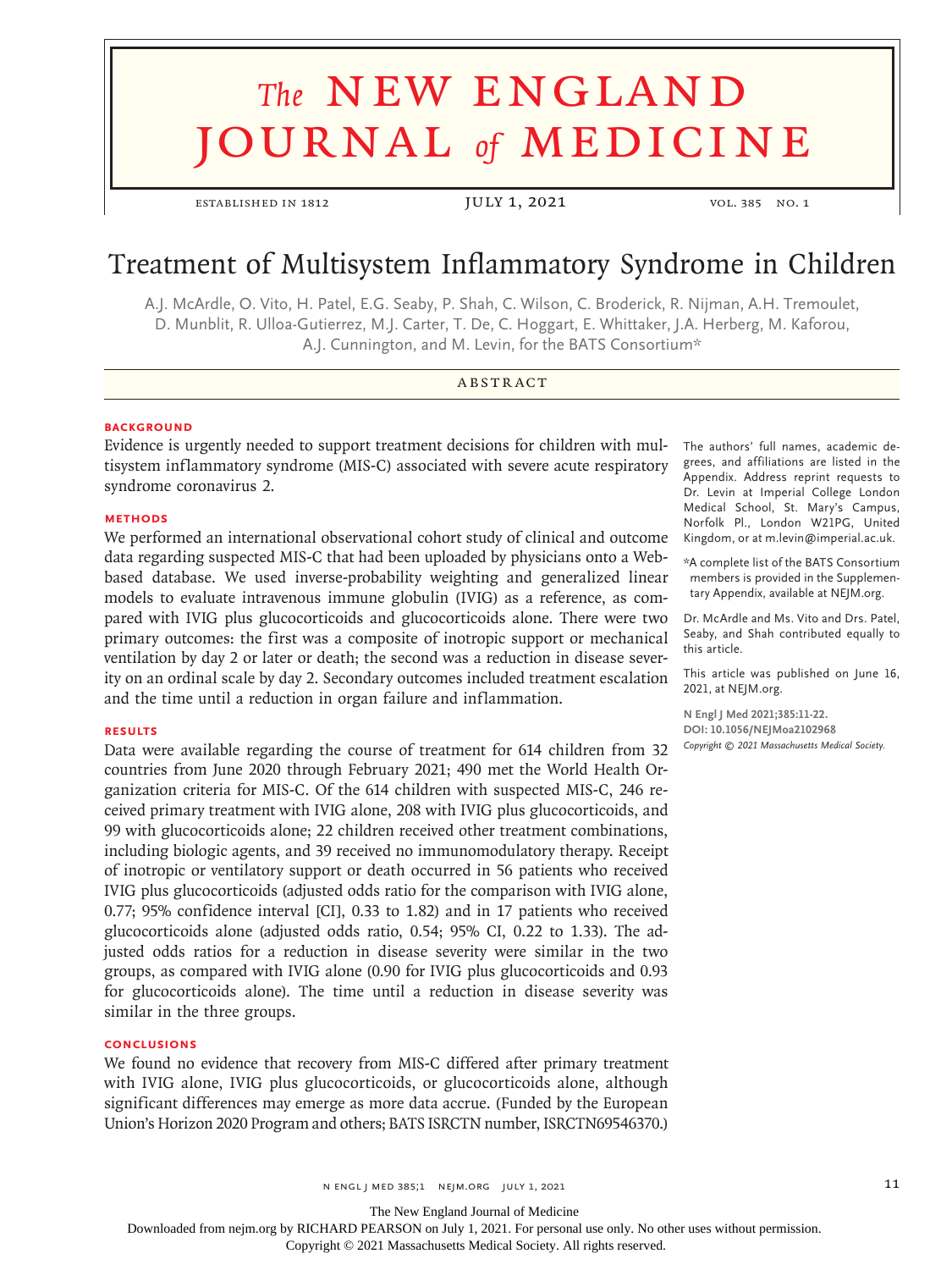# Treatment of Multisystem Inflammatory Syndrome in Children

A.J. McArdle, O. Vito, H. Patel, E.G. Seaby, P. Shah, C. Wilson, C. Broderick, R. Nijman, A.H. Tremoulet, D. Munblit, R. Ulloa-Gutierrez, M.J. Carter, T. De, C. Hoggart, E. Whittaker, J.A. Herberg, M. Kaforou, A.J. Cunnington, and M. Levin, for the BATS Consortium*

## ABSTRACT

### BACKGROUND

Evidence is urgently needed to support treatment decisions for children with multisystem inflammatory syndrome (MIS-C) associated with severe acute respiratory syndrome coronavirus 2.

### METHODS

We performed an international observational cohort study of clinical and outcome data regarding suspected MIS-C that had been uploaded by physicians onto a Web-based database. We used inverse-probability weighting and generalized linear models to evaluate intravenous immune globulin (IVIG) as a reference, as compared with IVIG plus glucocorticoids and glucocorticoids alone. There were two primary outcomes: the first was a composite of inotropic support or mechanical ventilation by day 2 or later or death; the second was a reduction in disease severity on an ordinal scale by day 2. Secondary outcomes included treatment escalation and the time until a reduction in organ failure and inflammation.

### RESULTS

Data were available regarding the course of treatment for 614 children from 32 countries from June 2020 through February 2021; 490 met the World Health Organization criteria for MIS-C. Of the 614 children with suspected MIS-C, 246 received primary treatment with IVIG alone, 208 with IVIG plus glucocorticoids, and 99 with glucocorticoids alone; 22 children received other treatment combinations, including biologic agents, and 39 received no immunomodulatory therapy. Receipt of inotropic or ventilatory support or death occurred in 56 patients who received IVIG plus glucocorticoids (adjusted odds ratio for the comparison with IVIG alone, 0.77; 95% confidence interval [CI], 0.33 to 1.82) and in 17 patients who received glucocorticoids alone (adjusted odds ratio, 0.54; 95% CI, 0.22 to 1.33). The adjusted odds ratios for a reduction in disease severity were similar in the two groups, as compared with IVIG alone (0.90 for IVIG plus glucocorticoids and 0.93 for glucocorticoids alone). The time until a reduction in disease severity was similar in the three groups.

### CONCLUSIONS

We found no evidence that recovery from MIS-C differed after primary treatment with IVIG alone, IVIG plus glucocorticoids, or glucocorticoids alone, although significant differences may emerge as more data accrue. (Funded by the European Union's Horizon 2020 Program and others; BATS ISRCTN number, ISRCTN69546370.)

The authors' full names, academic degrees, and affiliations are listed in the Appendix. Address reprint requests to Dr. Levin at Imperial College London Medical School, St. Mary's Campus, Norfolk Pl., London W21PG, United Kingdom, or at m.levin@imperial.ac.uk.

*A complete list of the BATS Consortium members is provided in the Supplementary Appendix, available at NEJM.org.

Dr. McArdle and Ms. Vito and Drs. Patel, Seaby, and Shah contributed equally to this article.

This article was published on June 16, 2021, at NEJM.org.

N Engl J Med 2021;385:11-22.
DOI: 10.1056/NEJMoa2102968
*Copyright © 2021 Massachusetts Medical Society.*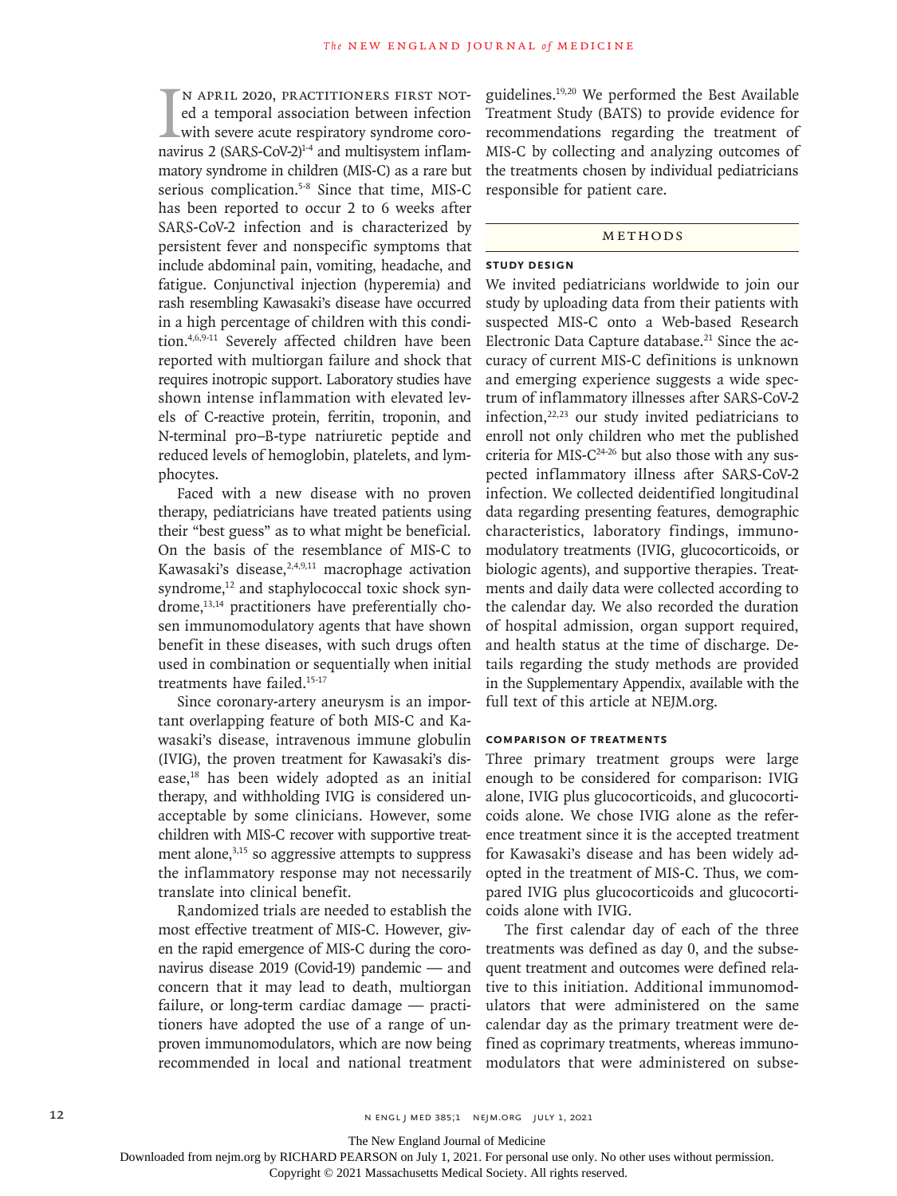In April 2020, practitioners first noted a temporal association between infection with severe acute respiratory syndrome coronavirus 2 (SARS-CoV-2)[1-4] and multisystem inflammatory syndrome in children (MIS-C) as a rare but serious complication.[5-8] Since that time, MIS-C has been reported to occur 2 to 6 weeks after SARS-CoV-2 infection and is characterized by persistent fever and nonspecific symptoms that include abdominal pain, vomiting, headache, and fatigue. Conjunctival injection (hyperemia) and rash resembling Kawasaki's disease have occurred in a high percentage of children with this condition.[4,6,9-11] Severely affected children have been reported with multiorgan failure and shock that requires inotropic support. Laboratory studies have shown intense inflammation with elevated levels of C-reactive protein, ferritin, troponin, and N-terminal pro–B-type natriuretic peptide and reduced levels of hemoglobin, platelets, and lymphocytes.

Faced with a new disease with no proven therapy, pediatricians have treated patients using their "best guess" as to what might be beneficial. On the basis of the resemblance of MIS-C to Kawasaki's disease,[2,4,9,11] macrophage activation syndrome,[12] and staphylococcal toxic shock syndrome,[13,14] practitioners have preferentially chosen immunomodulatory agents that have shown benefit in these diseases, with such drugs often used in combination or sequentially when initial treatments have failed.[15-17]

Since coronary-artery aneurysm is an important overlapping feature of both MIS-C and Kawasaki's disease, intravenous immune globulin (IVIG), the proven treatment for Kawasaki's disease,[18] has been widely adopted as an initial therapy, and withholding IVIG is considered unacceptable by some clinicians. However, some children with MIS-C recover with supportive treatment alone,[3,15] so aggressive attempts to suppress the inflammatory response may not necessarily translate into clinical benefit.

Randomized trials are needed to establish the most effective treatment of MIS-C. However, given the rapid emergence of MIS-C during the coronavirus disease 2019 (Covid-19) pandemic — and concern that it may lead to death, multiorgan failure, or long-term cardiac damage — practitioners have adopted the use of a range of unproven immunomodulators, which are now being recommended in local and national treatment guidelines.[19,20] We performed the Best Available Treatment Study (BATS) to provide evidence for recommendations regarding the treatment of MIS-C by collecting and analyzing outcomes of the treatments chosen by individual pediatricians responsible for patient care.

## Methods

### Study Design

We invited pediatricians worldwide to join our study by uploading data from their patients with suspected MIS-C onto a Web-based Research Electronic Data Capture database.[21] Since the accuracy of current MIS-C definitions is unknown and emerging experience suggests a wide spectrum of inflammatory illnesses after SARS-CoV-2 infection,[22,23] our study invited pediatricians to enroll not only children who met the published criteria for MIS-C[24-26] but also those with any suspected inflammatory illness after SARS-CoV-2 infection. We collected deidentified longitudinal data regarding presenting features, demographic characteristics, laboratory findings, immunomodulatory treatments (IVIG, glucocorticoids, or biologic agents), and supportive therapies. Treatments and daily data were collected according to the calendar day. We also recorded the duration of hospital admission, organ support required, and health status at the time of discharge. Details regarding the study methods are provided in the Supplementary Appendix, available with the full text of this article at NEJM.org.

### Comparison of Treatments

Three primary treatment groups were large enough to be considered for comparison: IVIG alone, IVIG plus glucocorticoids, and glucocorticoids alone. We chose IVIG alone as the reference treatment since it is the accepted treatment for Kawasaki's disease and has been widely adopted in the treatment of MIS-C. Thus, we compared IVIG plus glucocorticoids and glucocorticoids alone with IVIG.

The first calendar day of each of the three treatments was defined as day 0, and the subsequent treatment and outcomes were defined relative to this initiation. Additional immunomodulators that were administered on the same calendar day as the primary treatment were defined as coprimary treatments, whereas immunomodulators that were administered on subse-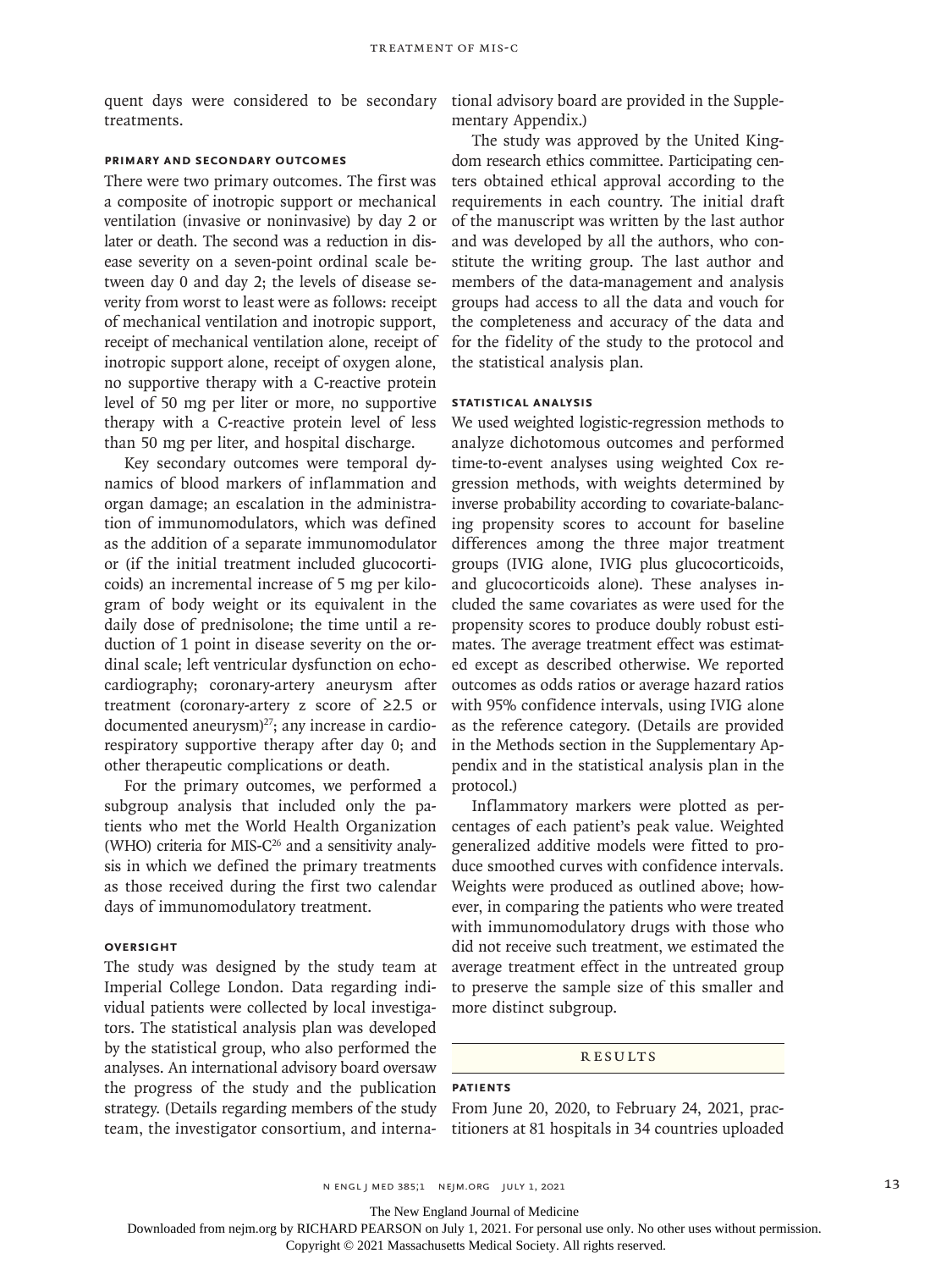quent days were considered to be secondary treatments.

### Primary and Secondary Outcomes

There were two primary outcomes. The first was a composite of inotropic support or mechanical ventilation (invasive or noninvasive) by day 2 or later or death. The second was a reduction in disease severity on a seven-point ordinal scale between day 0 and day 2; the levels of disease severity from worst to least were as follows: receipt of mechanical ventilation and inotropic support, receipt of mechanical ventilation alone, receipt of inotropic support alone, receipt of oxygen alone, no supportive therapy with a C-reactive protein level of 50 mg per liter or more, no supportive therapy with a C-reactive protein level of less than 50 mg per liter, and hospital discharge.

Key secondary outcomes were temporal dynamics of blood markers of inflammation and organ damage; an escalation in the administration of immunomodulators, which was defined as the addition of a separate immunomodulator or (if the initial treatment included glucocorticoids) an incremental increase of 5 mg per kilogram of body weight or its equivalent in the daily dose of prednisolone; the time until a reduction of 1 point in disease severity on the ordinal scale; left ventricular dysfunction on echocardiography; coronary-artery aneurysm after treatment (coronary-artery z score of ≥2.5 or documented aneurysm)[27]; any increase in cardiorespiratory supportive therapy after day 0; and other therapeutic complications or death.

For the primary outcomes, we performed a subgroup analysis that included only the patients who met the World Health Organization (WHO) criteria for MIS-C[26] and a sensitivity analysis in which we defined the primary treatments as those received during the first two calendar days of immunomodulatory treatment.

### Oversight

The study was designed by the study team at Imperial College London. Data regarding individual patients were collected by local investigators. The statistical analysis plan was developed by the statistical group, who also performed the analyses. An international advisory board oversaw the progress of the study and the publication strategy. (Details regarding members of the study team, the investigator consortium, and international advisory board are provided in the Supplementary Appendix.)

The study was approved by the United Kingdom research ethics committee. Participating centers obtained ethical approval according to the requirements in each country. The initial draft of the manuscript was written by the last author and was developed by all the authors, who constitute the writing group. The last author and members of the data-management and analysis groups had access to all the data and vouch for the completeness and accuracy of the data and for the fidelity of the study to the protocol and the statistical analysis plan.

### Statistical Analysis

We used weighted logistic-regression methods to analyze dichotomous outcomes and performed time-to-event analyses using weighted Cox regression methods, with weights determined by inverse probability according to covariate-balancing propensity scores to account for baseline differences among the three major treatment groups (IVIG alone, IVIG plus glucocorticoids, and glucocorticoids alone). These analyses included the same covariates as were used for the propensity scores to produce doubly robust estimates. The average treatment effect was estimated except as described otherwise. We reported outcomes as odds ratios or average hazard ratios with 95% confidence intervals, using IVIG alone as the reference category. (Details are provided in the Methods section in the Supplementary Appendix and in the statistical analysis plan in the protocol.)

Inflammatory markers were plotted as percentages of each patient's peak value. Weighted generalized additive models were fitted to produce smoothed curves with confidence intervals. Weights were produced as outlined above; however, in comparing the patients who were treated with immunomodulatory drugs with those who did not receive such treatment, we estimated the average treatment effect in the untreated group to preserve the sample size of this smaller and more distinct subgroup.

## Results

### Patients

From June 20, 2020, to February 24, 2021, practitioners at 81 hospitals in 34 countries uploaded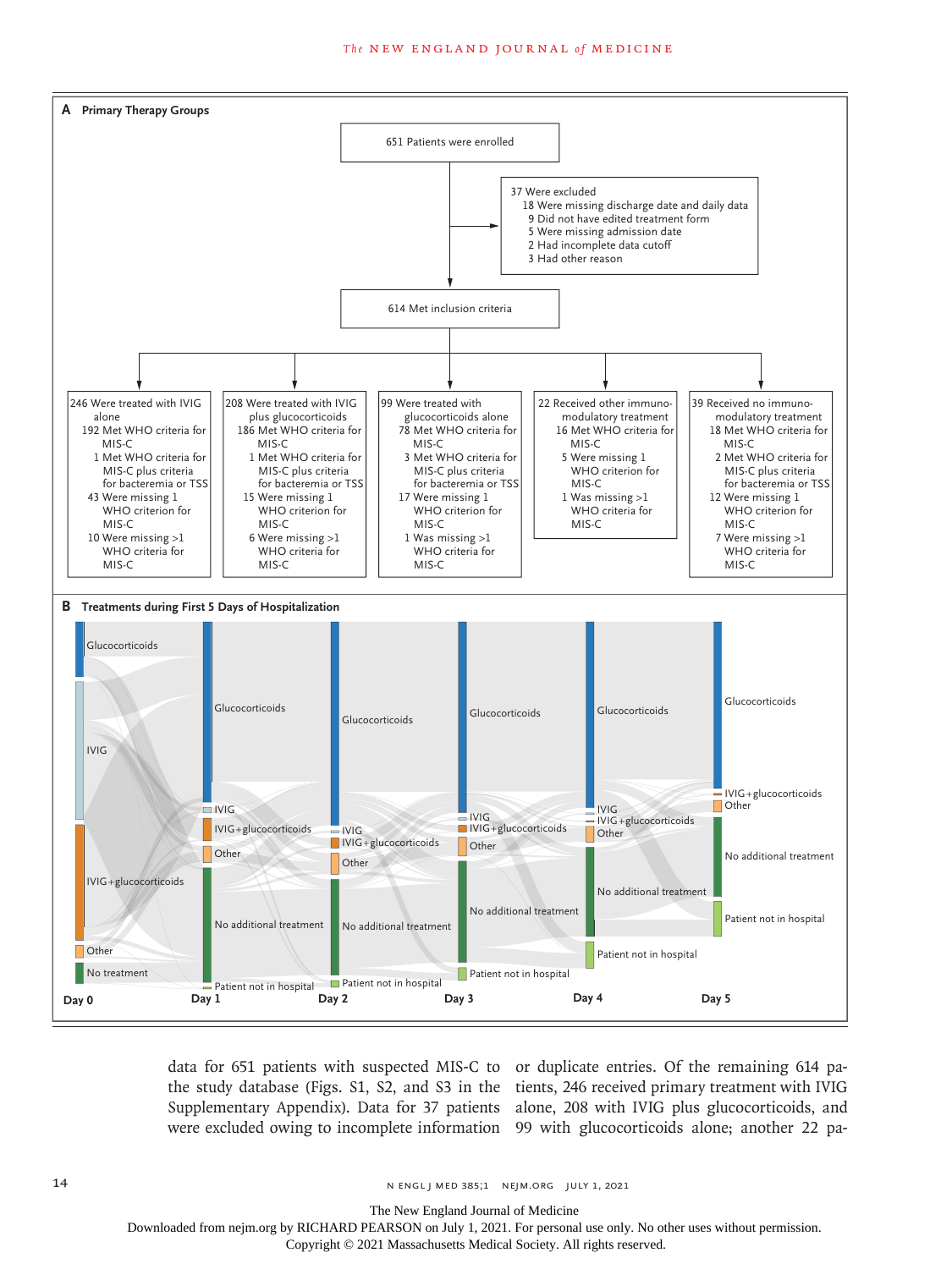**A Primary Therapy Groups**

651 Patients were enrolled

37 Were excluded
- 18 Were missing discharge date and daily data
- 9 Did not have edited treatment form
- 5 Were missing admission date
- 2 Had incomplete data cutoff
- 3 Had other reason

614 Met inclusion criteria

246 Were treated with IVIG alone
- 192 Met WHO criteria for MIS-C
- 1 Met WHO criteria for MIS-C plus criteria for bacteremia or TSS
- 43 Were missing 1 WHO criterion for MIS-C
- 10 Were missing >1 WHO criteria for MIS-C

208 Were treated with IVIG plus glucocorticoids
- 186 Met WHO criteria for MIS-C
- 1 Met WHO criteria for MIS-C plus criteria for bacteremia or TSS
- 15 Were missing 1 WHO criterion for MIS-C
- 6 Were missing >1 WHO criteria for MIS-C

99 Were treated with glucocorticoids alone
- 78 Met WHO criteria for MIS-C
- 3 Met WHO criteria for MIS-C plus criteria for bacteremia or TSS
- 17 Were missing 1 WHO criterion for MIS-C
- 1 Was missing >1 WHO criteria for MIS-C

22 Received other immunomodulatory treatment
- 16 Met WHO criteria for MIS-C
- 5 Were missing 1 WHO criterion for MIS-C
- 1 Was missing >1 WHO criteria for MIS-C

39 Received no immunomodulatory treatment
- 18 Met WHO criteria for MIS-C
- 2 Met WHO criteria for MIS-C plus criteria for bacteremia or TSS
- 12 Were missing 1 WHO criterion for MIS-C
- 7 Were missing >1 WHO criteria for MIS-C

**B Treatments during First 5 Days of Hospitalization**

Day 0: Glucocorticoids; IVIG; IVIG+glucocorticoids; Other; No treatment

Day 1: Glucocorticoids; IVIG; IVIG+glucocorticoids; Other; No additional treatment; Patient not in hospital

Day 2: Glucocorticoids; IVIG; IVIG+glucocorticoids; Other; No additional treatment; Patient not in hospital

Day 3: Glucocorticoids; IVIG; IVIG+glucocorticoids; Other; No additional treatment; Patient not in hospital

Day 4: Glucocorticoids; IVIG; IVIG+glucocorticoids; Other; No additional treatment; Patient not in hospital

Day 5: Glucocorticoids; IVIG+glucocorticoids; Other; No additional treatment; Patient not in hospital

data for 651 patients with suspected MIS-C to the study database (Figs. S1, S2, and S3 in the Supplementary Appendix). Data for 37 patients were excluded owing to incomplete information or duplicate entries. Of the remaining 614 patients, 246 received primary treatment with IVIG alone, 208 with IVIG plus glucocorticoids, and 99 with glucocorticoids alone; another 22 pa-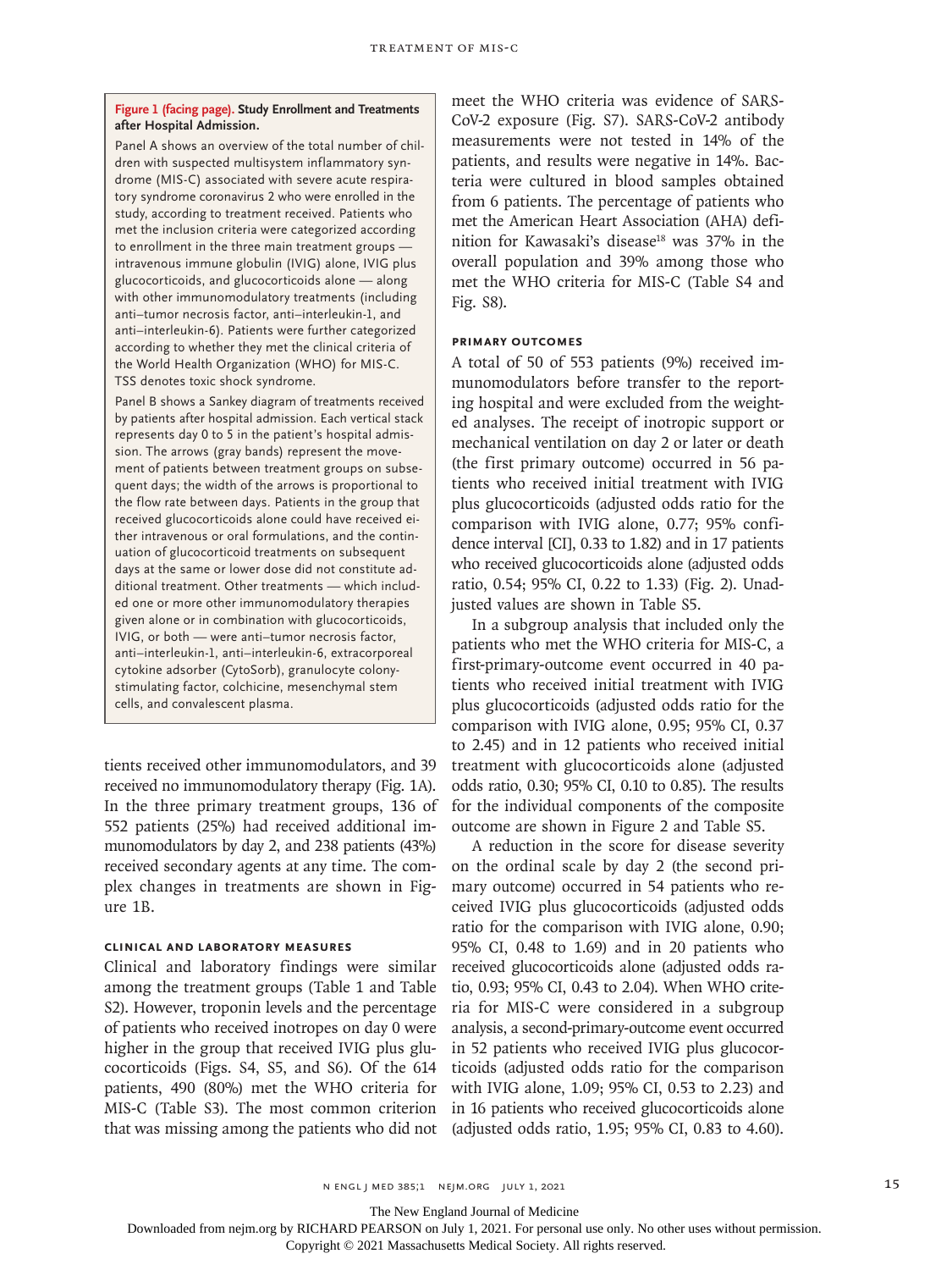**Figure 1 (facing page). Study Enrollment and Treatments after Hospital Admission.**

Panel A shows an overview of the total number of children with suspected multisystem inflammatory syndrome (MIS-C) associated with severe acute respiratory syndrome coronavirus 2 who were enrolled in the study, according to treatment received. Patients who met the inclusion criteria were categorized according to enrollment in the three main treatment groups — intravenous immune globulin (IVIG) alone, IVIG plus glucocorticoids, and glucocorticoids alone — along with other immunomodulatory treatments (including anti–tumor necrosis factor, anti–interleukin-1, and anti–interleukin-6). Patients were further categorized according to whether they met the clinical criteria of the World Health Organization (WHO) for MIS-C. TSS denotes toxic shock syndrome.

Panel B shows a Sankey diagram of treatments received by patients after hospital admission. Each vertical stack represents day 0 to 5 in the patient's hospital admission. The arrows (gray bands) represent the movement of patients between treatment groups on subsequent days; the width of the arrows is proportional to the flow rate between days. Patients in the group that received glucocorticoids alone could have received either intravenous or oral formulations, and the continuation of glucocorticoid treatments on subsequent days at the same or lower dose did not constitute additional treatment. Other treatments — which included one or more other immunomodulatory therapies given alone or in combination with glucocorticoids, IVIG, or both — were anti–tumor necrosis factor, anti–interleukin-1, anti–interleukin-6, extracorporeal cytokine adsorber (CytoSorb), granulocyte colony-stimulating factor, colchicine, mesenchymal stem cells, and convalescent plasma.

tients received other immunomodulators, and 39 received no immunomodulatory therapy (Fig. 1A). In the three primary treatment groups, 136 of 552 patients (25%) had received additional immunomodulators by day 2, and 238 patients (43%) received secondary agents at any time. The complex changes in treatments are shown in Figure 1B.

### Clinical and Laboratory Measures

Clinical and laboratory findings were similar among the treatment groups (Table 1 and Table S2). However, troponin levels and the percentage of patients who received inotropes on day 0 were higher in the group that received IVIG plus glucocorticoids (Figs. S4, S5, and S6). Of the 614 patients, 490 (80%) met the WHO criteria for MIS-C (Table S3). The most common criterion that was missing among the patients who did not meet the WHO criteria was evidence of SARS-CoV-2 exposure (Fig. S7). SARS-CoV-2 antibody measurements were not tested in 14% of the patients, and results were negative in 14%. Bacteria were cultured in blood samples obtained from 6 patients. The percentage of patients who met the American Heart Association (AHA) definition for Kawasaki's disease[18] was 37% in the overall population and 39% among those who met the WHO criteria for MIS-C (Table S4 and Fig. S8).

### Primary Outcomes

A total of 50 of 553 patients (9%) received immunomodulators before transfer to the reporting hospital and were excluded from the weighted analyses. The receipt of inotropic support or mechanical ventilation on day 2 or later or death (the first primary outcome) occurred in 56 patients who received initial treatment with IVIG plus glucocorticoids (adjusted odds ratio for the comparison with IVIG alone, 0.77; 95% confidence interval [CI], 0.33 to 1.82) and in 17 patients who received glucocorticoids alone (adjusted odds ratio, 0.54; 95% CI, 0.22 to 1.33) (Fig. 2). Unadjusted values are shown in Table S5.

In a subgroup analysis that included only the patients who met the WHO criteria for MIS-C, a first-primary-outcome event occurred in 40 patients who received initial treatment with IVIG plus glucocorticoids (adjusted odds ratio for the comparison with IVIG alone, 0.95; 95% CI, 0.37 to 2.45) and in 12 patients who received initial treatment with glucocorticoids alone (adjusted odds ratio, 0.30; 95% CI, 0.10 to 0.85). The results for the individual components of the composite outcome are shown in Figure 2 and Table S5.

A reduction in the score for disease severity on the ordinal scale by day 2 (the second primary outcome) occurred in 54 patients who received IVIG plus glucocorticoids (adjusted odds ratio for the comparison with IVIG alone, 0.90; 95% CI, 0.48 to 1.69) and in 20 patients who received glucocorticoids alone (adjusted odds ratio, 0.93; 95% CI, 0.43 to 2.04). When WHO criteria for MIS-C were considered in a subgroup analysis, a second-primary-outcome event occurred in 52 patients who received IVIG plus glucocorticoids (adjusted odds ratio for the comparison with IVIG alone, 1.09; 95% CI, 0.53 to 2.23) and in 16 patients who received glucocorticoids alone (adjusted odds ratio, 1.95; 95% CI, 0.83 to 4.60).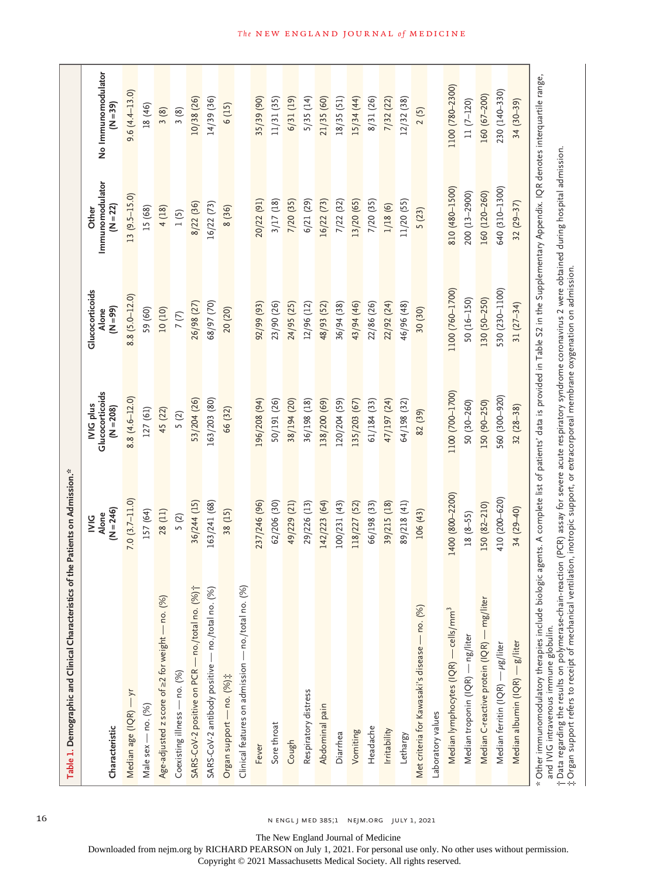**Table 1. Demographic and Clinical Characteristics of the Patients on Admission.***

| Characteristic | IVIG Alone (N=246) | IVIG plus Glucocorticoids (N=208) | Glucocorticoids Alone (N=99) | Other Immunomodulator (N=22) | No Immunomodulator (N=39) |
|---|---|---|---|---|---|
| Median age (IQR) — yr | 7.0 (3.7–11.0) | 8.8 (4.6–12.0) | 8.8 (5.0–12.0) | 13 (9.5–15.0) | 9.6 (4.4–13.0) |
| Male sex — no. (%) | 157 (64) | 127 (61) | 59 (60) | 15 (68) | 18 (46) |
| Age-adjusted z score of ≥2 for weight — no. (%) | 28 (11) | 45 (22) | 10 (10) | 4 (18) | 3 (8) |
| Coexisting illness — no. (%) | 5 (2) | 5 (2) | 7 (7) | 1 (5) | 3 (8) |
| SARS-CoV-2 positive on PCR — no./total no. (%)† | 36/244 (15) | 53/204 (26) | 26/98 (27) | 8/22 (36) | 10/38 (26) |
| SARS-CoV-2 antibody positive — no./total no. (%) | 163/241 (68) | 163/203 (80) | 68/97 (70) | 16/22 (73) | 14/39 (36) |
| Organ support — no. (%)‡ | 38 (15) | 66 (32) | 20 (20) | 8 (36) | 6 (15) |
| Clinical features on admission — no./total no. (%) | | | | | |
| Fever | 237/246 (96) | 196/208 (94) | 92/99 (93) | 20/22 (91) | 35/39 (90) |
| Sore throat | 62/206 (30) | 50/191 (26) | 23/90 (26) | 3/17 (18) | 11/31 (35) |
| Cough | 49/229 (21) | 38/194 (20) | 24/95 (25) | 7/20 (35) | 6/31 (19) |
| Respiratory distress | 29/226 (13) | 36/198 (18) | 12/96 (12) | 6/21 (29) | 5/35 (14) |
| Abdominal pain | 142/223 (64) | 138/200 (69) | 48/93 (52) | 16/22 (73) | 21/35 (60) |
| Diarrhea | 100/231 (43) | 120/204 (59) | 36/94 (38) | 7/22 (32) | 18/35 (51) |
| Vomiting | 118/227 (52) | 135/203 (67) | 43/94 (46) | 13/20 (65) | 15/34 (44) |
| Headache | 66/198 (33) | 61/184 (33) | 22/86 (26) | 7/20 (35) | 8/31 (26) |
| Irritability | 39/215 (18) | 47/197 (24) | 22/92 (24) | 1/18 (6) | 7/32 (22) |
| Lethargy | 89/218 (41) | 64/198 (32) | 46/96 (48) | 11/20 (55) | 12/32 (38) |
| Met criteria for Kawasaki's disease — no. (%) | 106 (43) | 82 (39) | 30 (30) | 5 (23) | 2 (5) |
| Laboratory values | | | | | |
| Median lymphocytes (IQR) — cells/mm$^3$ | 1400 (800–2200) | 1100 (700–1700) | 1100 (760–1700) | 810 (480–1500) | 1100 (780–2300) |
| Median troponin (IQR) — ng/liter | 18 (8–55) | 50 (30–260) | 50 (16–150) | 200 (13–2900) | 11 (7–120) |
| Median C-reactive protein (IQR) — mg/liter | 150 (82–210) | 150 (90–250) | 130 (50–250) | 160 (120–260) | 160 (67–200) |
| Median ferritin (IQR) — μg/liter | 410 (200–620) | 560 (300–920) | 530 (230–1100) | 640 (310–1300) | 230 (140–330) |
| Median albumin (IQR) — g/liter | 34 (29–40) | 32 (28–38) | 31 (27–34) | 32 (29–37) | 34 (30–39) |

\* Other immunomodulatory therapies include biologic agents. A complete list of patients' data is provided in Table S2 in the Supplementary Appendix. IQR denotes interquartile range, and IVIG intravenous immune globulin.

† Data regarding the results on polymerase-chain-reaction (PCR) assay for severe acute respiratory syndrome coronavirus 2 were obtained during hospital admission.

‡ Organ support refers to receipt of mechanical ventilation, inotropic support, or extracorporeal membrane oxygenation on admission.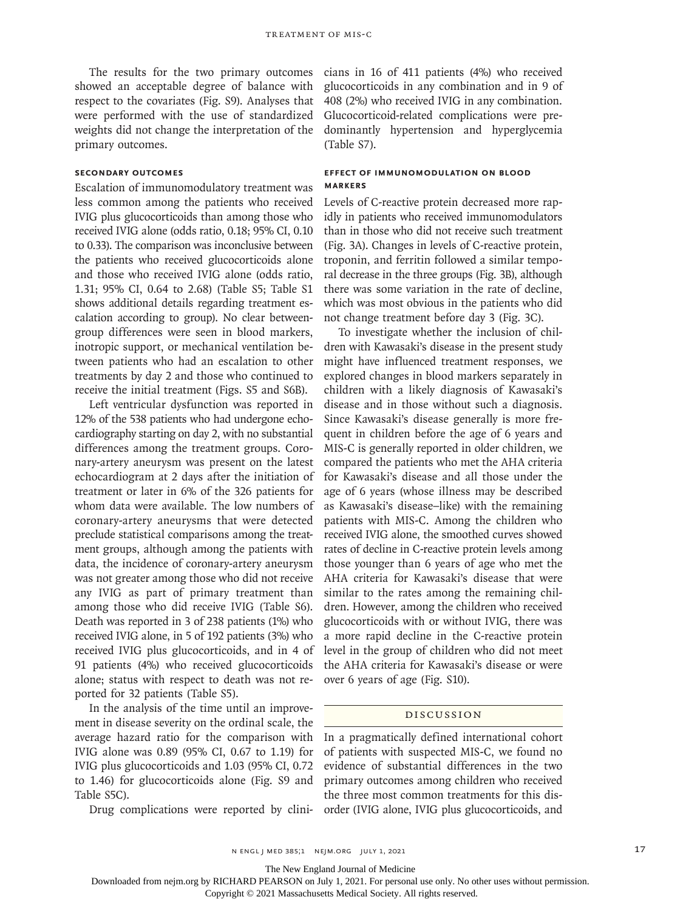The results for the two primary outcomes showed an acceptable degree of balance with respect to the covariates (Fig. S9). Analyses that were performed with the use of standardized weights did not change the interpretation of the primary outcomes.

### Secondary Outcomes

Escalation of immunomodulatory treatment was less common among the patients who received IVIG plus glucocorticoids than among those who received IVIG alone (odds ratio, 0.18; 95% CI, 0.10 to 0.33). The comparison was inconclusive between the patients who received glucocorticoids alone and those who received IVIG alone (odds ratio, 1.31; 95% CI, 0.64 to 2.68) (Table S5; Table S1 shows additional details regarding treatment escalation according to group). No clear between-group differences were seen in blood markers, inotropic support, or mechanical ventilation between patients who had an escalation to other treatments by day 2 and those who continued to receive the initial treatment (Figs. S5 and S6B).

Left ventricular dysfunction was reported in 12% of the 538 patients who had undergone echocardiography starting on day 2, with no substantial differences among the treatment groups. Coronary-artery aneurysm was present on the latest echocardiogram at 2 days after the initiation of treatment or later in 6% of the 326 patients for whom data were available. The low numbers of coronary-artery aneurysms that were detected preclude statistical comparisons among the treatment groups, although among the patients with data, the incidence of coronary-artery aneurysm was not greater among those who did not receive any IVIG as part of primary treatment than among those who did receive IVIG (Table S6). Death was reported in 3 of 238 patients (1%) who received IVIG alone, in 5 of 192 patients (3%) who received IVIG plus glucocorticoids, and in 4 of 91 patients (4%) who received glucocorticoids alone; status with respect to death was not reported for 32 patients (Table S5).

In the analysis of the time until an improvement in disease severity on the ordinal scale, the average hazard ratio for the comparison with IVIG alone was 0.89 (95% CI, 0.67 to 1.19) for IVIG plus glucocorticoids and 1.03 (95% CI, 0.72 to 1.46) for glucocorticoids alone (Fig. S9 and Table S5C).

Drug complications were reported by clinicians in 16 of 411 patients (4%) who received glucocorticoids in any combination and in 9 of 408 (2%) who received IVIG in any combination. Glucocorticoid-related complications were predominantly hypertension and hyperglycemia (Table S7).

### Effect of Immunomodulation on Blood Markers

Levels of C-reactive protein decreased more rapidly in patients who received immunomodulators than in those who did not receive such treatment (Fig. 3A). Changes in levels of C-reactive protein, troponin, and ferritin followed a similar temporal decrease in the three groups (Fig. 3B), although there was some variation in the rate of decline, which was most obvious in the patients who did not change treatment before day 3 (Fig. 3C).

To investigate whether the inclusion of children with Kawasaki's disease in the present study might have influenced treatment responses, we explored changes in blood markers separately in children with a likely diagnosis of Kawasaki's disease and in those without such a diagnosis. Since Kawasaki's disease generally is more frequent in children before the age of 6 years and MIS-C is generally reported in older children, we compared the patients who met the AHA criteria for Kawasaki's disease and all those under the age of 6 years (whose illness may be described as Kawasaki's disease–like) with the remaining patients with MIS-C. Among the children who received IVIG alone, the smoothed curves showed rates of decline in C-reactive protein levels among those younger than 6 years of age who met the AHA criteria for Kawasaki's disease that were similar to the rates among the remaining children. However, among the children who received glucocorticoids with or without IVIG, there was a more rapid decline in the C-reactive protein level in the group of children who did not meet the AHA criteria for Kawasaki's disease or were over 6 years of age (Fig. S10).

## Discussion

In a pragmatically defined international cohort of patients with suspected MIS-C, we found no evidence of substantial differences in the two primary outcomes among children who received the three most common treatments for this disorder (IVIG alone, IVIG plus glucocorticoids, and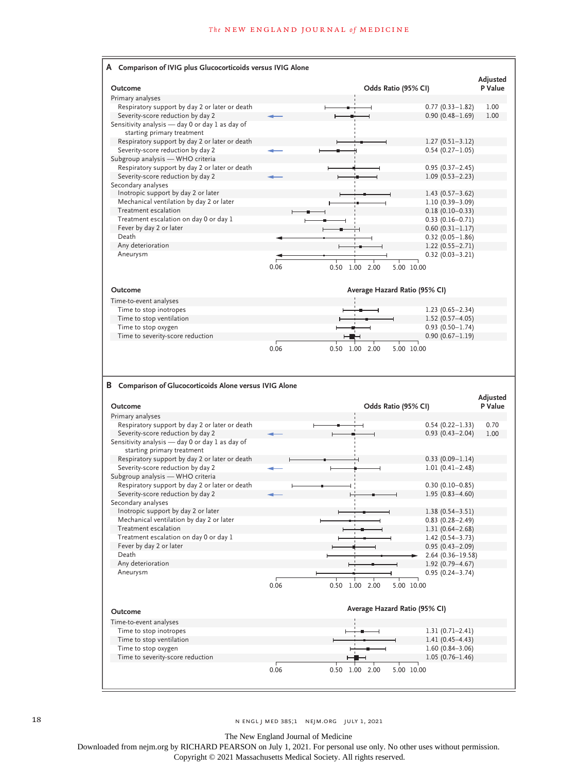## A Comparison of IVIG plus Glucocorticoids versus IVIG Alone

| Outcome | Odds Ratio (95% CI) | Adjusted P Value |
|---|---|---|
| **Primary analyses** | | |
| Respiratory support by day 2 or later or death | 0.77 (0.33–1.82) | 1.00 |
| Severity-score reduction by day 2 | 0.90 (0.48–1.69) | 1.00 |
| **Sensitivity analysis — day 0 or day 1 as day of starting primary treatment** | | |
| Respiratory support by day 2 or later or death | 1.27 (0.51–3.12) | |
| Severity-score reduction by day 2 | 0.54 (0.27–1.05) | |
| **Subgroup analysis — WHO criteria** | | |
| Respiratory support by day 2 or later or death | 0.95 (0.37–2.45) | |
| Severity-score reduction by day 2 | 1.09 (0.53–2.23) | |
| **Secondary analyses** | | |
| Inotropic support by day 2 or later | 1.43 (0.57–3.62) | |
| Mechanical ventilation by day 2 or later | 1.10 (0.39–3.09) | |
| Treatment escalation | 0.18 (0.10–0.33) | |
| Treatment escalation on day 0 or day 1 | 0.33 (0.16–0.71) | |
| Fever by day 2 or later | 0.60 (0.31–1.17) | |
| Death | 0.32 (0.05–1.86) | |
| Any deterioration | 1.22 (0.55–2.71) | |
| Aneurysm | 0.32 (0.03–3.21) | |

| Outcome | Average Hazard Ratio (95% CI) |
|---|---|
| **Time-to-event analyses** | |
| Time to stop inotropes | 1.23 (0.65–2.34) |
| Time to stop ventilation | 1.52 (0.57–4.05) |
| Time to stop oxygen | 0.93 (0.50–1.74) |
| Time to severity-score reduction | 0.90 (0.67–1.19) |

## B Comparison of Glucocorticoids Alone versus IVIG Alone

| Outcome | Odds Ratio (95% CI) | Adjusted P Value |
|---|---|---|
| **Primary analyses** | | |
| Respiratory support by day 2 or later or death | 0.54 (0.22–1.33) | 0.70 |
| Severity-score reduction by day 2 | 0.93 (0.43–2.04) | 1.00 |
| **Sensitivity analysis — day 0 or day 1 as day of starting primary treatment** | | |
| Respiratory support by day 2 or later or death | 0.33 (0.09–1.14) | |
| Severity-score reduction by day 2 | 1.01 (0.41–2.48) | |
| **Subgroup analysis — WHO criteria** | | |
| Respiratory support by day 2 or later or death | 0.30 (0.10–0.85) | |
| Severity-score reduction by day 2 | 1.95 (0.83–4.60) | |
| **Secondary analyses** | | |
| Inotropic support by day 2 or later | 1.38 (0.54–3.51) | |
| Mechanical ventilation by day 2 or later | 0.83 (0.28–2.49) | |
| Treatment escalation | 1.31 (0.64–2.68) | |
| Treatment escalation on day 0 or day 1 | 1.42 (0.54–3.73) | |
| Fever by day 2 or later | 0.95 (0.43–2.09) | |
| Death | 2.64 (0.36–19.58) | |
| Any deterioration | 1.92 (0.79–4.67) | |
| Aneurysm | 0.95 (0.24–3.74) | |

| Outcome | Average Hazard Ratio (95% CI) |
|---|---|
| **Time-to-event analyses** | |
| Time to stop inotropes | 1.31 (0.71–2.41) |
| Time to stop ventilation | 1.41 (0.45–4.43) |
| Time to stop oxygen | 1.60 (0.84–3.06) |
| Time to severity-score reduction | 1.05 (0.76–1.46) |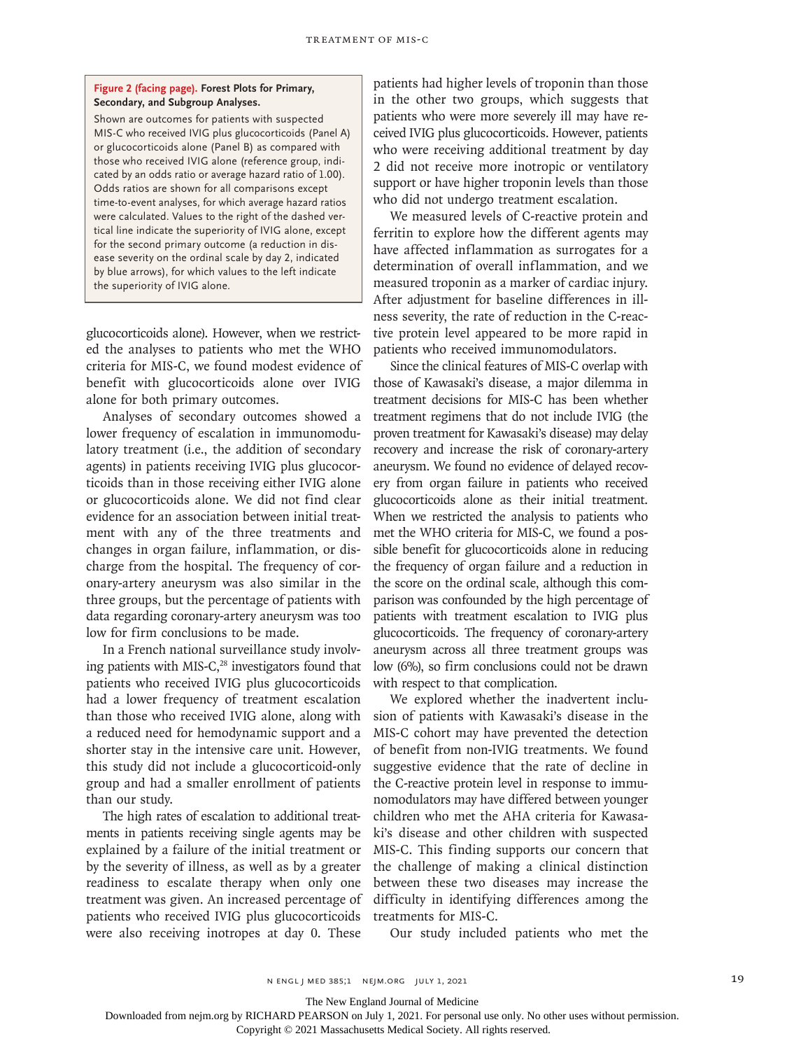**Figure 2 (facing page). Forest Plots for Primary, Secondary, and Subgroup Analyses.**

Shown are outcomes for patients with suspected MIS-C who received IVIG plus glucocorticoids (Panel A) or glucocorticoids alone (Panel B) as compared with those who received IVIG alone (reference group, indicated by an odds ratio or average hazard ratio of 1.00). Odds ratios are shown for all comparisons except time-to-event analyses, for which average hazard ratios were calculated. Values to the right of the dashed vertical line indicate the superiority of IVIG alone, except for the second primary outcome (a reduction in disease severity on the ordinal scale by day 2, indicated by blue arrows), for which values to the left indicate the superiority of IVIG alone.

glucocorticoids alone). However, when we restricted the analyses to patients who met the WHO criteria for MIS-C, we found modest evidence of benefit with glucocorticoids alone over IVIG alone for both primary outcomes.

Analyses of secondary outcomes showed a lower frequency of escalation in immunomodulatory treatment (i.e., the addition of secondary agents) in patients receiving IVIG plus glucocorticoids than in those receiving either IVIG alone or glucocorticoids alone. We did not find clear evidence for an association between initial treatment with any of the three treatments and changes in organ failure, inflammation, or discharge from the hospital. The frequency of coronary-artery aneurysm was also similar in the three groups, but the percentage of patients with data regarding coronary-artery aneurysm was too low for firm conclusions to be made.

In a French national surveillance study involving patients with MIS-C,[28] investigators found that patients who received IVIG plus glucocorticoids had a lower frequency of treatment escalation than those who received IVIG alone, along with a reduced need for hemodynamic support and a shorter stay in the intensive care unit. However, this study did not include a glucocorticoid-only group and had a smaller enrollment of patients than our study.

The high rates of escalation to additional treatments in patients receiving single agents may be explained by a failure of the initial treatment or by the severity of illness, as well as by a greater readiness to escalate therapy when only one treatment was given. An increased percentage of patients who received IVIG plus glucocorticoids were also receiving inotropes at day 0. These patients had higher levels of troponin than those in the other two groups, which suggests that patients who were more severely ill may have received IVIG plus glucocorticoids. However, patients who were receiving additional treatment by day 2 did not receive more inotropic or ventilatory support or have higher troponin levels than those who did not undergo treatment escalation.

We measured levels of C-reactive protein and ferritin to explore how the different agents may have affected inflammation as surrogates for a determination of overall inflammation, and we measured troponin as a marker of cardiac injury. After adjustment for baseline differences in illness severity, the rate of reduction in the C-reactive protein level appeared to be more rapid in patients who received immunomodulators.

Since the clinical features of MIS-C overlap with those of Kawasaki's disease, a major dilemma in treatment decisions for MIS-C has been whether treatment regimens that do not include IVIG (the proven treatment for Kawasaki's disease) may delay recovery and increase the risk of coronary-artery aneurysm. We found no evidence of delayed recovery from organ failure in patients who received glucocorticoids alone as their initial treatment. When we restricted the analysis to patients who met the WHO criteria for MIS-C, we found a possible benefit for glucocorticoids alone in reducing the frequency of organ failure and a reduction in the score on the ordinal scale, although this comparison was confounded by the high percentage of patients with treatment escalation to IVIG plus glucocorticoids. The frequency of coronary-artery aneurysm across all three treatment groups was low (6%), so firm conclusions could not be drawn with respect to that complication.

We explored whether the inadvertent inclusion of patients with Kawasaki's disease in the MIS-C cohort may have prevented the detection of benefit from non-IVIG treatments. We found suggestive evidence that the rate of decline in the C-reactive protein level in response to immunomodulators may have differed between younger children who met the AHA criteria for Kawasaki's disease and other children with suspected MIS-C. This finding supports our concern that the challenge of making a clinical distinction between these two diseases may increase the difficulty in identifying differences among the treatments for MIS-C.

Our study included patients who met the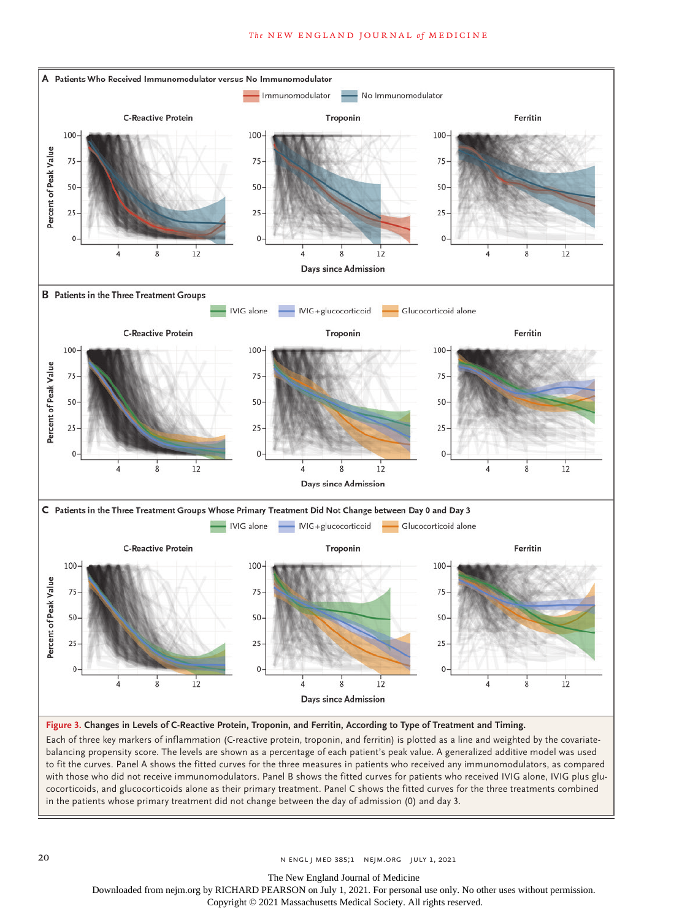**Figure 3. Changes in Levels of C-Reactive Protein, Troponin, and Ferritin, According to Type of Treatment and Timing.**

Each of three key markers of inflammation (C-reactive protein, troponin, and ferritin) is plotted as a line and weighted by the covariate-balancing propensity score. The levels are shown as a percentage of each patient's peak value. A generalized additive model was used to fit the curves. Panel A shows the fitted curves for the three measures in patients who received any immunomodulators, as compared with those who did not receive immunomodulators. Panel B shows the fitted curves for patients who received IVIG alone, IVIG plus glucocorticoids, and glucocorticoids alone as their primary treatment. Panel C shows the fitted curves for the three treatments combined in the patients whose primary treatment did not change between the day of admission (0) and day 3.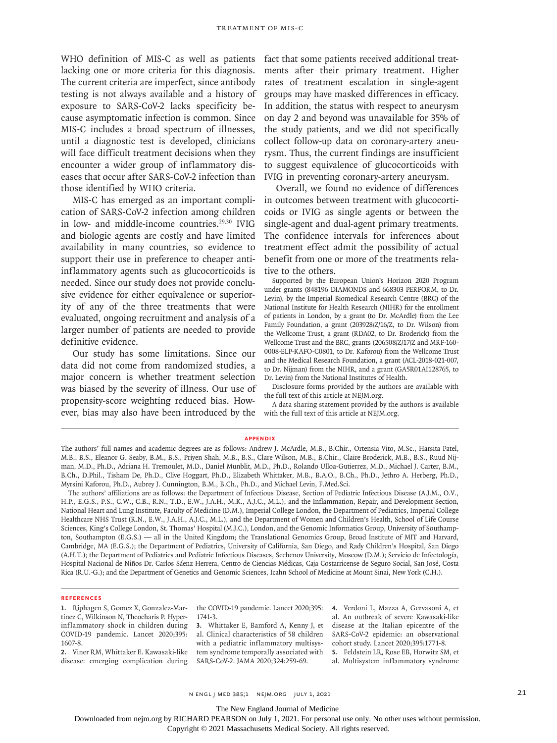WHO definition of MIS-C as well as patients lacking one or more criteria for this diagnosis. The current criteria are imperfect, since antibody testing is not always available and a history of exposure to SARS-CoV-2 lacks specificity because asymptomatic infection is common. Since MIS-C includes a broad spectrum of illnesses, until a diagnostic test is developed, clinicians will face difficult treatment decisions when they encounter a wider group of inflammatory diseases that occur after SARS-CoV-2 infection than those identified by WHO criteria.

MIS-C has emerged as an important complication of SARS-CoV-2 infection among children in low- and middle-income countries.[29,30] IVIG and biologic agents are costly and have limited availability in many countries, so evidence to support their use in preference to cheaper antiinflammatory agents such as glucocorticoids is needed. Since our study does not provide conclusive evidence for either equivalence or superiority of any of the three treatments that were evaluated, ongoing recruitment and analysis of a larger number of patients are needed to provide definitive evidence.

Our study has some limitations. Since our data did not come from randomized studies, a major concern is whether treatment selection was biased by the severity of illness. Our use of propensity-score weighting reduced bias. However, bias may also have been introduced by the fact that some patients received additional treatments after their primary treatment. Higher rates of treatment escalation in single-agent groups may have masked differences in efficacy. In addition, the status with respect to aneurysm on day 2 and beyond was unavailable for 35% of the study patients, and we did not specifically collect follow-up data on coronary-artery aneurysm. Thus, the current findings are insufficient to suggest equivalence of glucocorticoids with IVIG in preventing coronary-artery aneurysm.

Overall, we found no evidence of differences in outcomes between treatment with glucocorticoids or IVIG as single agents or between the single-agent and dual-agent primary treatments. The confidence intervals for inferences about treatment effect admit the possibility of actual benefit from one or more of the treatments relative to the others.

Supported by the European Union's Horizon 2020 Program under grants (848196 DIAMONDS and 668303 PERFORM, to Dr. Levin), by the Imperial Biomedical Research Centre (BRC) of the National Institute for Health Research (NIHR) for the enrollment of patients in London, by a grant (to Dr. McArdle) from the Lee Family Foundation, a grant (203928/Z/16/Z, to Dr. Wilson) from the Wellcome Trust, a grant (RDA02, to Dr. Broderick) from the Wellcome Trust and the BRC, grants (206508/Z/17/Z and MRF-160-0008-ELP-KAFO-C0801, to Dr. Kaforou) from the Wellcome Trust and the Medical Research Foundation, a grant (ACL-2018-021-007, to Dr. Nijman) from the NIHR, and a grant (GA5R01AI128765, to Dr. Levin) from the National Institutes of Health.

Disclosure forms provided by the authors are available with the full text of this article at NEJM.org.

A data sharing statement provided by the authors is available with the full text of this article at NEJM.org.

## APPENDIX

The authors' full names and academic degrees are as follows: Andrew J. McArdle, M.B., B.Chir., Ortensia Vito, M.Sc., Harsita Patel, M.B., B.S., Eleanor G. Seaby, B.M., B.S., Priyen Shah, M.B., B.S., Clare Wilson, M.B., B.Chir., Claire Broderick, M.B., B.S., Ruud Nijman, M.D., Ph.D., Adriana H. Tremoulet, M.D., Daniel Munblit, M.D., Ph.D., Rolando Ulloa-Gutierrez, M.D., Michael J. Carter, B.M., B.Ch., D.Phil., Tisham De, Ph.D., Clive Hoggart, Ph.D., Elizabeth Whittaker, M.B., B.A.O., B.Ch., Ph.D., Jethro A. Herberg, Ph.D., Myrsini Kaforou, Ph.D., Aubrey J. Cunnington, B.M., B.Ch., Ph.D., and Michael Levin, F.Med.Sci.

The authors' affiliations are as follows: the Department of Infectious Disease, Section of Pediatric Infectious Disease (A.J.M., O.V., H.P., E.G.S., P.S., C.W., C.B., R.N., T.D., E.W., J.A.H., M.K., A.J.C., M.L.), and the Inflammation, Repair, and Development Section, National Heart and Lung Institute, Faculty of Medicine (D.M.), Imperial College London, the Department of Pediatrics, Imperial College Healthcare NHS Trust (R.N., E.W., J.A.H., A.J.C., M.L.), and the Department of Women and Children's Health, School of Life Course Sciences, King's College London, St. Thomas' Hospital (M.J.C.), London, and the Genomic Informatics Group, University of Southampton, Southampton (E.G.S.) — all in the United Kingdom; the Translational Genomics Group, Broad Institute of MIT and Harvard, Cambridge, MA (E.G.S.); the Department of Pediatrics, University of California, San Diego, and Rady Children's Hospital, San Diego (A.H.T.); the Department of Pediatrics and Pediatric Infectious Diseases, Sechenov University, Moscow (D.M.); Servicio de Infectología, Hospital Nacional de Niños Dr. Carlos Sáenz Herrera, Centro de Ciencias Médicas, Caja Costarricense de Seguro Social, San José, Costa Rica (R.U.-G.); and the Department of Genetics and Genomic Sciences, Icahn School of Medicine at Mount Sinai, New York (C.H.).

## REFERENCES

1. Riphagen S, Gomez X, Gonzalez-Martinez C, Wilkinson N, Theocharis P. Hyperinflammatory shock in children during COVID-19 pandemic. Lancet 2020;395:1607-8.
2. Viner RM, Whittaker E. Kawasaki-like disease: emerging complication during the COVID-19 pandemic. Lancet 2020;395:1741-3.
3. Whittaker E, Bamford A, Kenny J, et al. Clinical characteristics of 58 children with a pediatric inflammatory multisystem syndrome temporally associated with SARS-CoV-2. JAMA 2020;324:259-69.
4. Verdoni L, Mazza A, Gervasoni A, et al. An outbreak of severe Kawasaki-like disease at the Italian epicentre of the SARS-CoV-2 epidemic: an observational cohort study. Lancet 2020;395:1771-8.
5. Feldstein LR, Rose EB, Horwitz SM, et al. Multisystem inflammatory syndrome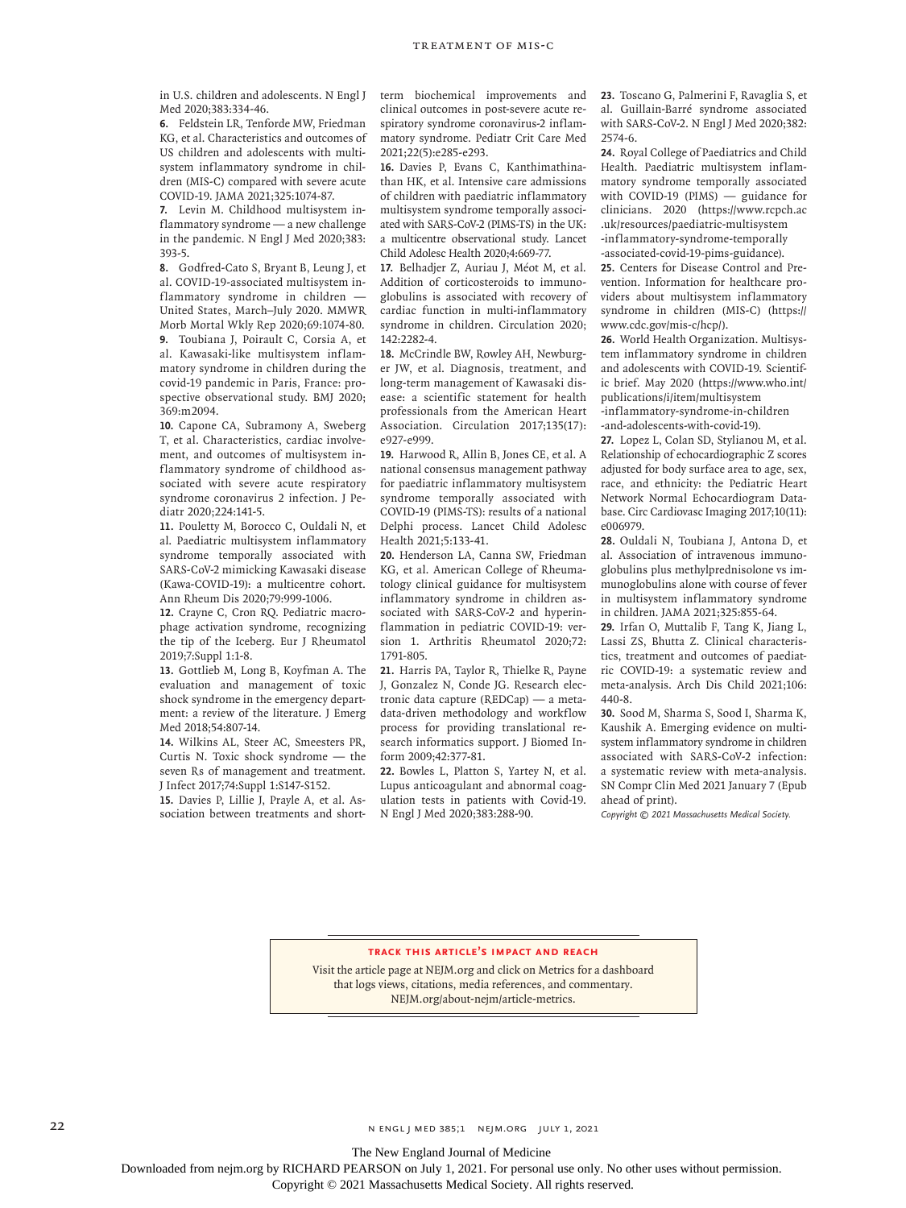in U.S. children and adolescents. N Engl J Med 2020;383:334-46.

**6.** Feldstein LR, Tenforde MW, Friedman KG, et al. Characteristics and outcomes of US children and adolescents with multisystem inflammatory syndrome in children (MIS-C) compared with severe acute COVID-19. JAMA 2021;325:1074-87.

**7.** Levin M. Childhood multisystem inflammatory syndrome — a new challenge in the pandemic. N Engl J Med 2020;383:393-5.

**8.** Godfred-Cato S, Bryant B, Leung J, et al. COVID-19-associated multisystem inflammatory syndrome in children — United States, March–July 2020. MMWR Morb Mortal Wkly Rep 2020;69:1074-80.

**9.** Toubiana J, Poirault C, Corsia A, et al. Kawasaki-like multisystem inflammatory syndrome in children during the covid-19 pandemic in Paris, France: prospective observational study. BMJ 2020;369:m2094.

**10.** Capone CA, Subramony A, Sweberg T, et al. Characteristics, cardiac involvement, and outcomes of multisystem inflammatory syndrome of childhood associated with severe acute respiratory syndrome coronavirus 2 infection. J Pediatr 2020;224:141-5.

**11.** Pouletty M, Borocco C, Ouldali N, et al. Paediatric multisystem inflammatory syndrome temporally associated with SARS-CoV-2 mimicking Kawasaki disease (Kawa-COVID-19): a multicentre cohort. Ann Rheum Dis 2020;79:999-1006.

**12.** Crayne C, Cron RQ. Pediatric macrophage activation syndrome, recognizing the tip of the Iceberg. Eur J Rheumatol 2019;7:Suppl 1:1-8.

**13.** Gottlieb M, Long B, Koyfman A. The evaluation and management of toxic shock syndrome in the emergency department: a review of the literature. J Emerg Med 2018;54:807-14.

**14.** Wilkins AL, Steer AC, Smeesters PR, Curtis N. Toxic shock syndrome — the seven Rs of management and treatment. J Infect 2017;74:Suppl 1:S147-S152.

**15.** Davies P, Lillie J, Prayle A, et al. Association between treatments and short-term biochemical improvements and clinical outcomes in post-severe acute respiratory syndrome coronavirus-2 inflammatory syndrome. Pediatr Crit Care Med 2021;22(5):e285-e293.

**16.** Davies P, Evans C, Kanthimathinathan HK, et al. Intensive care admissions of children with paediatric inflammatory multisystem syndrome temporally associated with SARS-CoV-2 (PIMS-TS) in the UK: a multicentre observational study. Lancet Child Adolesc Health 2020;4:669-77.

**17.** Belhadjer Z, Auriau J, Méot M, et al. Addition of corticosteroids to immunoglobulins is associated with recovery of cardiac function in multi-inflammatory syndrome in children. Circulation 2020;142:2282-4.

**18.** McCrindle BW, Rowley AH, Newburger JW, et al. Diagnosis, treatment, and long-term management of Kawasaki disease: a scientific statement for health professionals from the American Heart Association. Circulation 2017;135(17):e927-e999.

**19.** Harwood R, Allin B, Jones CE, et al. A national consensus management pathway for paediatric inflammatory multisystem syndrome temporally associated with COVID-19 (PIMS-TS): results of a national Delphi process. Lancet Child Adolesc Health 2021;5:133-41.

**20.** Henderson LA, Canna SW, Friedman KG, et al. American College of Rheumatology clinical guidance for multisystem inflammatory syndrome in children associated with SARS-CoV-2 and hyperinflammation in pediatric COVID-19: version 1. Arthritis Rheumatol 2020;72:1791-805.

**21.** Harris PA, Taylor R, Thielke R, Payne J, Gonzalez N, Conde JG. Research electronic data capture (REDCap) — a metadata-driven methodology and workflow process for providing translational research informatics support. J Biomed Inform 2009;42:377-81.

**22.** Bowles L, Platton S, Yartey N, et al. Lupus anticoagulant and abnormal coagulation tests in patients with Covid-19. N Engl J Med 2020;383:288-90.

**23.** Toscano G, Palmerini F, Ravaglia S, et al. Guillain-Barré syndrome associated with SARS-CoV-2. N Engl J Med 2020;382:2574-6.

**24.** Royal College of Paediatrics and Child Health. Paediatric multisystem inflammatory syndrome temporally associated with COVID-19 (PIMS) — guidance for clinicians. 2020 (https://www.rcpch.ac.uk/resources/paediatric-multisystem-inflammatory-syndrome-temporally-associated-covid-19-pims-guidance).

**25.** Centers for Disease Control and Prevention. Information for healthcare providers about multisystem inflammatory syndrome in children (MIS-C) (https://www.cdc.gov/mis-c/hcp/).

**26.** World Health Organization. Multisystem inflammatory syndrome in children and adolescents with COVID-19. Scientific brief. May 2020 (https://www.who.int/publications/i/item/multisystem-inflammatory-syndrome-in-children-and-adolescents-with-covid-19).

**27.** Lopez L, Colan SD, Stylianou M, et al. Relationship of echocardiographic Z scores adjusted for body surface area to age, sex, race, and ethnicity: the Pediatric Heart Network Normal Echocardiogram Database. Circ Cardiovasc Imaging 2017;10(11):e006979.

**28.** Ouldali N, Toubiana J, Antona D, et al. Association of intravenous immunoglobulins plus methylprednisolone vs immunoglobulins alone with course of fever in multisystem inflammatory syndrome in children. JAMA 2021;325:855-64.

**29.** Irfan O, Muttalib F, Tang K, Jiang L, Lassi ZS, Bhutta Z. Clinical characteristics, treatment and outcomes of paediatric COVID-19: a systematic review and meta-analysis. Arch Dis Child 2021;106:440-8.

**30.** Sood M, Sharma S, Sood I, Sharma K, Kaushik A. Emerging evidence on multisystem inflammatory syndrome in children associated with SARS-CoV-2 infection: a systematic review with meta-analysis. SN Compr Clin Med 2021 January 7 (Epub ahead of print).

*Copyright © 2021 Massachusetts Medical Society.*

**TRACK THIS ARTICLE'S IMPACT AND REACH**

Visit the article page at NEJM.org and click on Metrics for a dashboard that logs views, citations, media references, and commentary. NEJM.org/about-nejm/article-metrics.